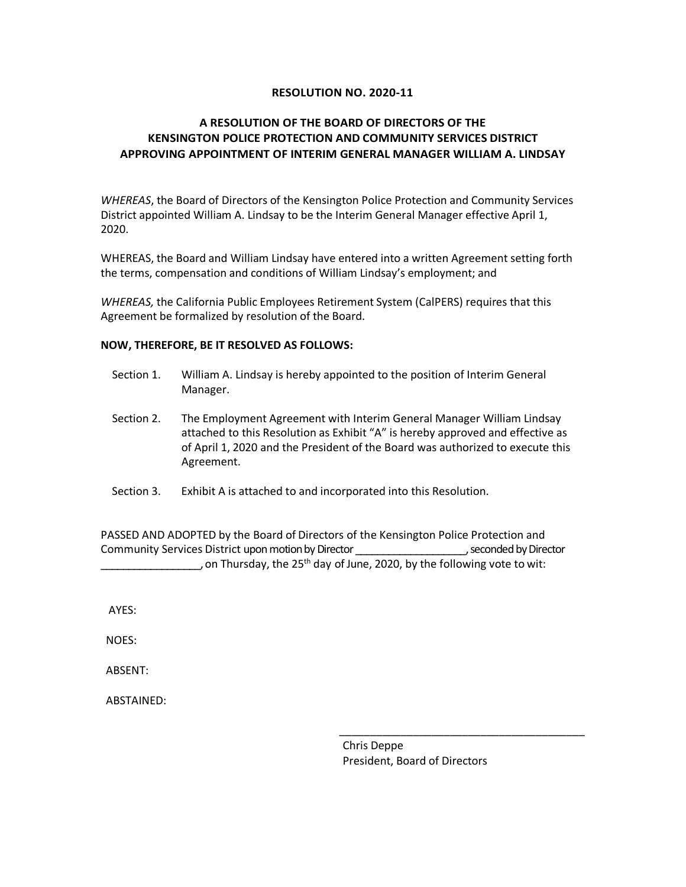**RESOLUTION NO. 2020-11**

**A RESOLUTION OF THE BOARD OF DIRECTORS OF THE KENSINGTON POLICE PROTECTION AND COMMUNITY SERVICES DISTRICT APPROVING APPOINTMENT OF INTERIM GENERAL MANAGER WILLIAM A. LINDSAY**

*WHEREAS*, the Board of Directors of the Kensington Police Protection and Community Services District appointed William A. Lindsay to be the Interim General Manager effective April 1, 2020.

WHEREAS, the Board and William Lindsay have entered into a written Agreement setting forth the terms, compensation and conditions of William Lindsay's employment; and

*WHEREAS,* the California Public Employees Retirement System (CalPERS) requires that this Agreement be formalized by resolution of the Board.

**NOW, THEREFORE, BE IT RESOLVED AS FOLLOWS:**

Section 1. William A. Lindsay is hereby appointed to the position of Interim General Manager.

Section 2. The Employment Agreement with Interim General Manager William Lindsay attached to this Resolution as Exhibit "A" is hereby approved and effective as of April 1, 2020 and the President of the Board was authorized to execute this Agreement.

Section 3. Exhibit A is attached to and incorporated into this Resolution.

PASSED AND ADOPTED by the Board of Directors of the Kensington Police Protection and Community Services District upon motion by Director __________________, seconded by Director ________________, on Thursday, the 25th day of June, 2020, by the following vote to wit:

AYES:

NOES:

ABSENT:

ABSTAINED:

\_\_\_\_\_\_\_\_\_\_\_\_\_\_\_\_\_\_\_\_\_\_\_\_\_\_\_\_\_\_\_\_\_\_\_\_\_\_\_\_

Chris Deppe
President, Board of Directors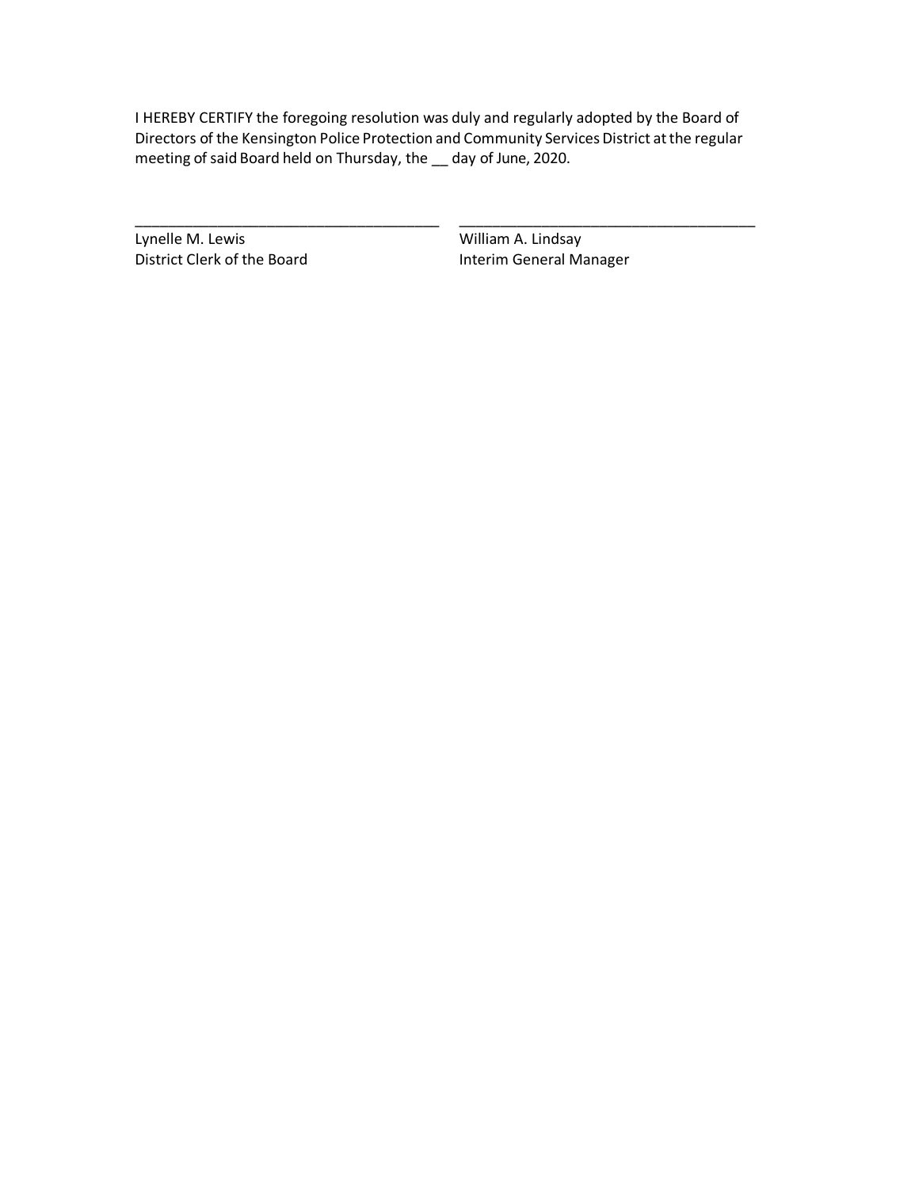I HEREBY CERTIFY the foregoing resolution was duly and regularly adopted by the Board of Directors of the Kensington Police Protection and Community Services District at the regular meeting of said Board held on Thursday, the __ day of June, 2020.

| | |
|---|---|
| ______________________________________ | ______________________________________ |
| Lynelle M. Lewis | William A. Lindsay |
| District Clerk of the Board | Interim General Manager |